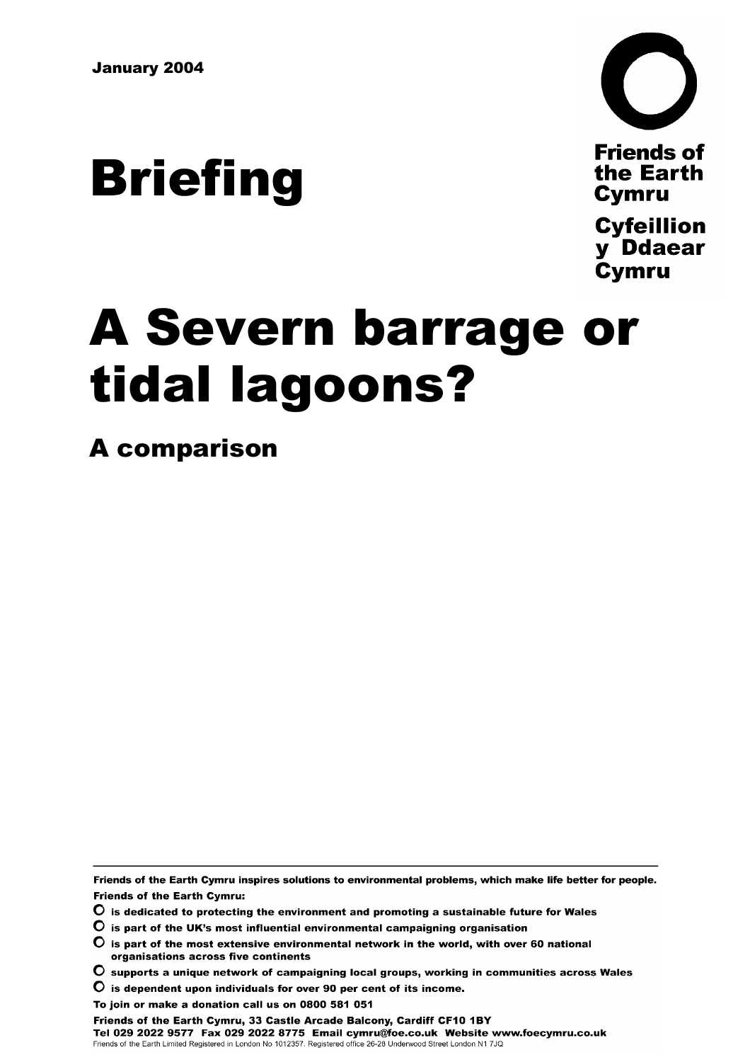January 2004

# Briefing

Friends of the Earth Cymru

Cyfeillion y Ddaear Cymru

# A Severn barrage or tidal lagoons?

## A comparison

**Friends of the Earth Cymru inspires solutions to environmental problems, which make life better for people.**

**Friends of the Earth Cymru:**

- **is dedicated to protecting the environment and promoting a sustainable future for Wales**
- **is part of the UK's most influential environmental campaigning organisation**
- **is part of the most extensive environmental network in the world, with over 60 national organisations across five continents**
- **supports a unique network of campaigning local groups, working in communities across Wales**
- **is dependent upon individuals for over 90 per cent of its income.**

**To join or make a donation call us on 0800 581 051**

**Friends of the Earth Cymru, 33 Castle Arcade Balcony, Cardiff CF10 1BY**
**Tel 029 2022 9577 Fax 029 2022 8775 Email cymru@foe.co.uk Website www.foecymru.co.uk**
Friends of the Earth Limited Registered in London No 1012357. Registered office 26-28 Underwood Street London N1 7JQ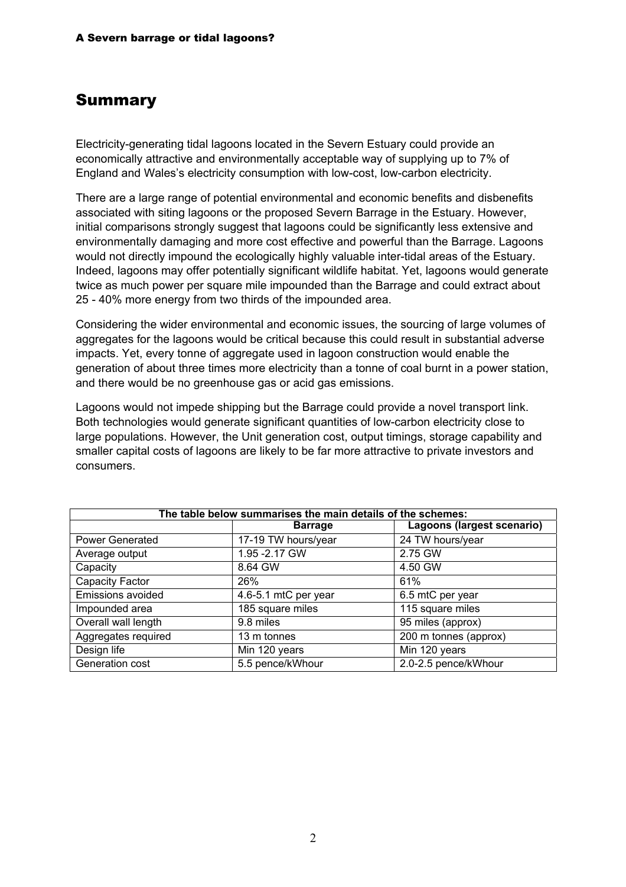# Summary

Electricity-generating tidal lagoons located in the Severn Estuary could provide an economically attractive and environmentally acceptable way of supplying up to 7% of England and Wales's electricity consumption with low-cost, low-carbon electricity.

There are a large range of potential environmental and economic benefits and disbenefits associated with siting lagoons or the proposed Severn Barrage in the Estuary. However, initial comparisons strongly suggest that lagoons could be significantly less extensive and environmentally damaging and more cost effective and powerful than the Barrage. Lagoons would not directly impound the ecologically highly valuable inter-tidal areas of the Estuary. Indeed, lagoons may offer potentially significant wildlife habitat. Yet, lagoons would generate twice as much power per square mile impounded than the Barrage and could extract about 25 - 40% more energy from two thirds of the impounded area.

Considering the wider environmental and economic issues, the sourcing of large volumes of aggregates for the lagoons would be critical because this could result in substantial adverse impacts. Yet, every tonne of aggregate used in lagoon construction would enable the generation of about three times more electricity than a tonne of coal burnt in a power station, and there would be no greenhouse gas or acid gas emissions.

Lagoons would not impede shipping but the Barrage could provide a novel transport link. Both technologies would generate significant quantities of low-carbon electricity close to large populations. However, the Unit generation cost, output timings, storage capability and smaller capital costs of lagoons are likely to be far more attractive to private investors and consumers.

| The table below summarises the main details of the schemes: | | |
|---|---|---|
| | **Barrage** | **Lagoons (largest scenario)** |
| Power Generated | 17-19 TW hours/year | 24 TW hours/year |
| Average output | 1.95 -2.17 GW | 2.75 GW |
| Capacity | 8.64 GW | 4.50 GW |
| Capacity Factor | 26% | 61% |
| Emissions avoided | 4.6-5.1 mtC per year | 6.5 mtC per year |
| Impounded area | 185 square miles | 115 square miles |
| Overall wall length | 9.8 miles | 95 miles (approx) |
| Aggregates required | 13 m tonnes | 200 m tonnes (approx) |
| Design life | Min 120 years | Min 120 years |
| Generation cost | 5.5 pence/kWhour | 2.0-2.5 pence/kWhour |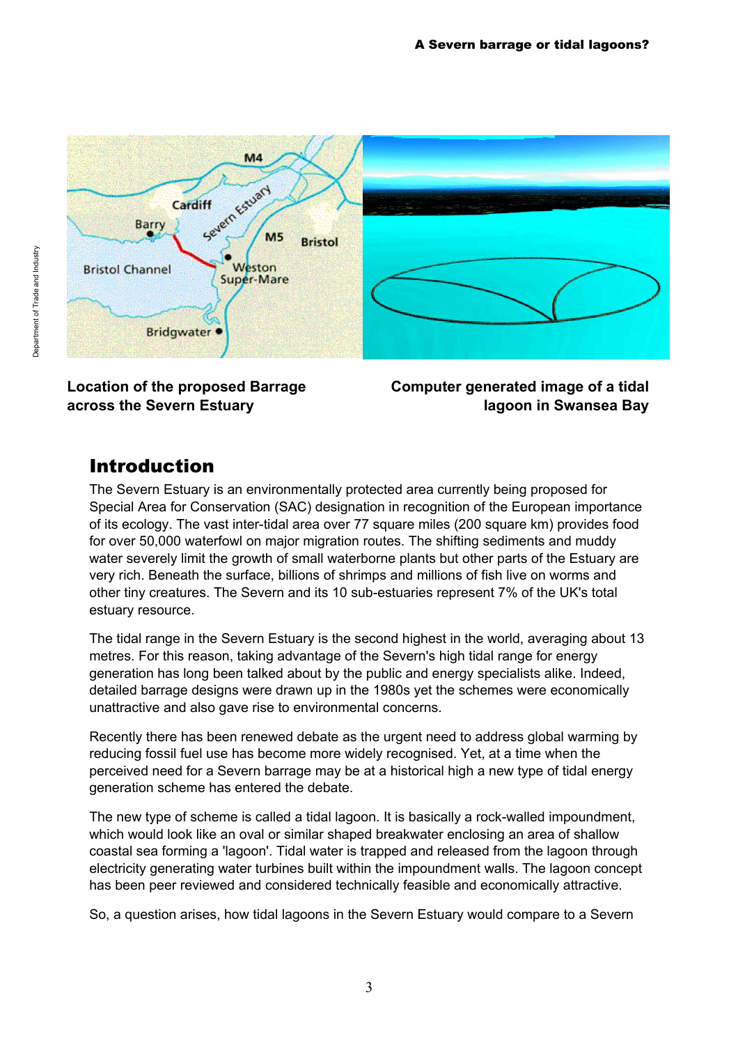Location of the proposed Barrage across the Severn Estuary

Computer generated image of a tidal lagoon in Swansea Bay

## Introduction

The Severn Estuary is an environmentally protected area currently being proposed for Special Area for Conservation (SAC) designation in recognition of the European importance of its ecology. The vast inter-tidal area over 77 square miles (200 square km) provides food for over 50,000 waterfowl on major migration routes. The shifting sediments and muddy water severely limit the growth of small waterborne plants but other parts of the Estuary are very rich. Beneath the surface, billions of shrimps and millions of fish live on worms and other tiny creatures. The Severn and its 10 sub-estuaries represent 7% of the UK's total estuary resource.

The tidal range in the Severn Estuary is the second highest in the world, averaging about 13 metres. For this reason, taking advantage of the Severn's high tidal range for energy generation has long been talked about by the public and energy specialists alike. Indeed, detailed barrage designs were drawn up in the 1980s yet the schemes were economically unattractive and also gave rise to environmental concerns.

Recently there has been renewed debate as the urgent need to address global warming by reducing fossil fuel use has become more widely recognised. Yet, at a time when the perceived need for a Severn barrage may be at a historical high a new type of tidal energy generation scheme has entered the debate.

The new type of scheme is called a tidal lagoon. It is basically a rock-walled impoundment, which would look like an oval or similar shaped breakwater enclosing an area of shallow coastal sea forming a 'lagoon'. Tidal water is trapped and released from the lagoon through electricity generating water turbines built within the impoundment walls. The lagoon concept has been peer reviewed and considered technically feasible and economically attractive.

So, a question arises, how tidal lagoons in the Severn Estuary would compare to a Severn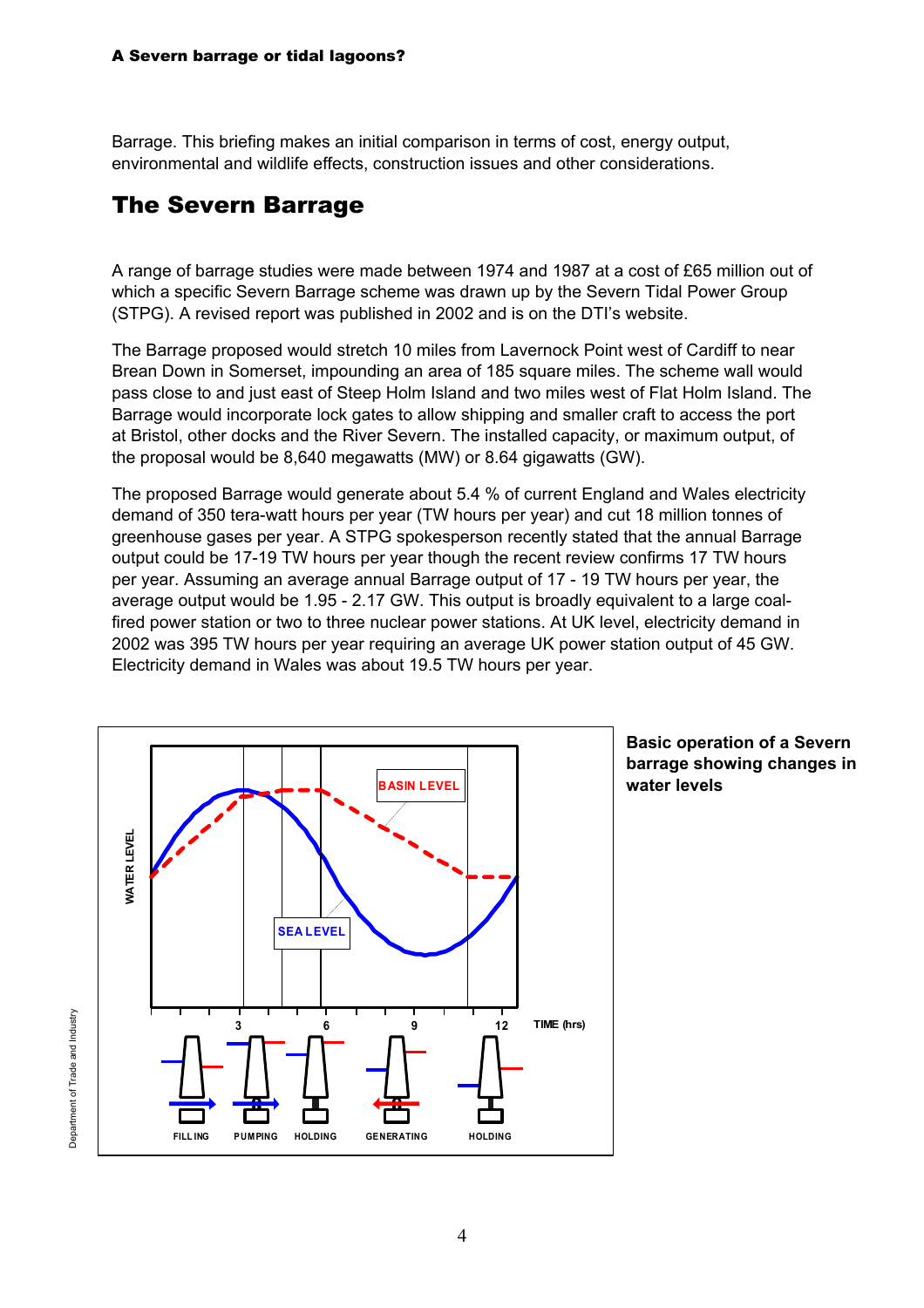Barrage. This briefing makes an initial comparison in terms of cost, energy output, environmental and wildlife effects, construction issues and other considerations.

## The Severn Barrage

A range of barrage studies were made between 1974 and 1987 at a cost of £65 million out of which a specific Severn Barrage scheme was drawn up by the Severn Tidal Power Group (STPG). A revised report was published in 2002 and is on the DTI's website.

The Barrage proposed would stretch 10 miles from Lavernock Point west of Cardiff to near Brean Down in Somerset, impounding an area of 185 square miles. The scheme wall would pass close to and just east of Steep Holm Island and two miles west of Flat Holm Island. The Barrage would incorporate lock gates to allow shipping and smaller craft to access the port at Bristol, other docks and the River Severn. The installed capacity, or maximum output, of the proposal would be 8,640 megawatts (MW) or 8.64 gigawatts (GW).

The proposed Barrage would generate about 5.4 % of current England and Wales electricity demand of 350 tera-watt hours per year (TW hours per year) and cut 18 million tonnes of greenhouse gases per year. A STPG spokesperson recently stated that the annual Barrage output could be 17-19 TW hours per year though the recent review confirms 17 TW hours per year. Assuming an average annual Barrage output of 17 - 19 TW hours per year, the average output would be 1.95 - 2.17 GW. This output is broadly equivalent to a large coal-fired power station or two to three nuclear power stations. At UK level, electricity demand in 2002 was 395 TW hours per year requiring an average UK power station output of 45 GW. Electricity demand in Wales was about 19.5 TW hours per year.

**Basic operation of a Severn barrage showing changes in water levels**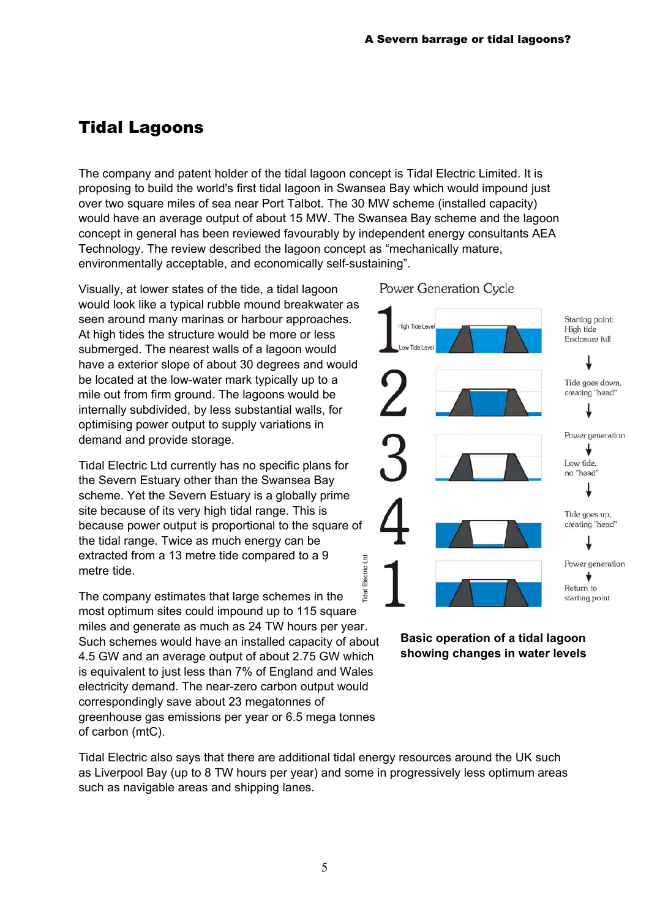## Tidal Lagoons

The company and patent holder of the tidal lagoon concept is Tidal Electric Limited. It is proposing to build the world's first tidal lagoon in Swansea Bay which would impound just over two square miles of sea near Port Talbot. The 30 MW scheme (installed capacity) would have an average output of about 15 MW. The Swansea Bay scheme and the lagoon concept in general has been reviewed favourably by independent energy consultants AEA Technology. The review described the lagoon concept as "mechanically mature, environmentally acceptable, and economically self-sustaining".

Visually, at lower states of the tide, a tidal lagoon would look like a typical rubble mound breakwater as seen around many marinas or harbour approaches. At high tides the structure would be more or less submerged. The nearest walls of a lagoon would have a exterior slope of about 30 degrees and would be located at the low-water mark typically up to a mile out from firm ground. The lagoons would be internally subdivided, by less substantial walls, for optimising power output to supply variations in demand and provide storage.

Tidal Electric Ltd currently has no specific plans for the Severn Estuary other than the Swansea Bay scheme. Yet the Severn Estuary is a globally prime site because of its very high tidal range. This is because power output is proportional to the square of the tidal range. Twice as much energy can be extracted from a 13 metre tide compared to a 9 metre tide.

The company estimates that large schemes in the most optimum sites could impound up to 115 square miles and generate as much as 24 TW hours per year. Such schemes would have an installed capacity of about 4.5 GW and an average output of about 2.75 GW which is equivalent to just less than 7% of England and Wales electricity demand. The near-zero carbon output would correspondingly save about 23 megatonnes of greenhouse gas emissions per year or 6.5 mega tonnes of carbon (mtC).

**Basic operation of a tidal lagoon showing changes in water levels**

Tidal Electric also says that there are additional tidal energy resources around the UK such as Liverpool Bay (up to 8 TW hours per year) and some in progressively less optimum areas such as navigable areas and shipping lanes.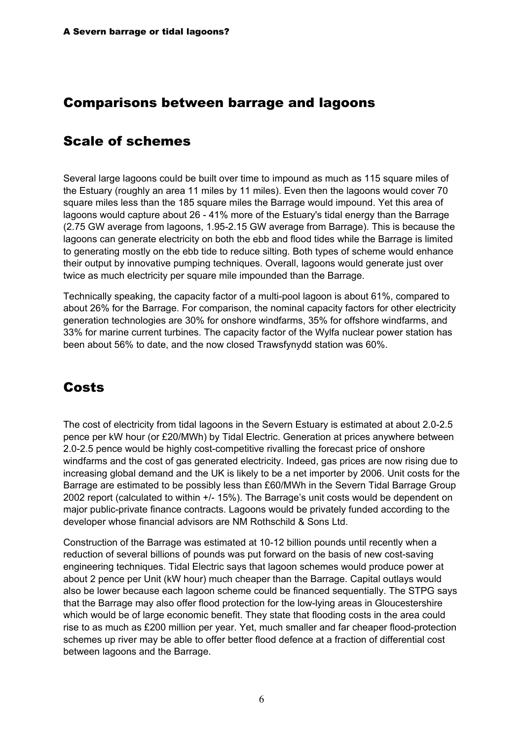## Comparisons between barrage and lagoons

## Scale of schemes

Several large lagoons could be built over time to impound as much as 115 square miles of the Estuary (roughly an area 11 miles by 11 miles). Even then the lagoons would cover 70 square miles less than the 185 square miles the Barrage would impound. Yet this area of lagoons would capture about 26 - 41% more of the Estuary's tidal energy than the Barrage (2.75 GW average from lagoons, 1.95-2.15 GW average from Barrage). This is because the lagoons can generate electricity on both the ebb and flood tides while the Barrage is limited to generating mostly on the ebb tide to reduce silting. Both types of scheme would enhance their output by innovative pumping techniques. Overall, lagoons would generate just over twice as much electricity per square mile impounded than the Barrage.

Technically speaking, the capacity factor of a multi-pool lagoon is about 61%, compared to about 26% for the Barrage. For comparison, the nominal capacity factors for other electricity generation technologies are 30% for onshore windfarms, 35% for offshore windfarms, and 33% for marine current turbines. The capacity factor of the Wylfa nuclear power station has been about 56% to date, and the now closed Trawsfynydd station was 60%.

## Costs

The cost of electricity from tidal lagoons in the Severn Estuary is estimated at about 2.0-2.5 pence per kW hour (or £20/MWh) by Tidal Electric. Generation at prices anywhere between 2.0-2.5 pence would be highly cost-competitive rivalling the forecast price of onshore windfarms and the cost of gas generated electricity. Indeed, gas prices are now rising due to increasing global demand and the UK is likely to be a net importer by 2006. Unit costs for the Barrage are estimated to be possibly less than £60/MWh in the Severn Tidal Barrage Group 2002 report (calculated to within +/- 15%). The Barrage's unit costs would be dependent on major public-private finance contracts. Lagoons would be privately funded according to the developer whose financial advisors are NM Rothschild & Sons Ltd.

Construction of the Barrage was estimated at 10-12 billion pounds until recently when a reduction of several billions of pounds was put forward on the basis of new cost-saving engineering techniques. Tidal Electric says that lagoon schemes would produce power at about 2 pence per Unit (kW hour) much cheaper than the Barrage. Capital outlays would also be lower because each lagoon scheme could be financed sequentially. The STPG says that the Barrage may also offer flood protection for the low-lying areas in Gloucestershire which would be of large economic benefit. They state that flooding costs in the area could rise to as much as £200 million per year. Yet, much smaller and far cheaper flood-protection schemes up river may be able to offer better flood defence at a fraction of differential cost between lagoons and the Barrage.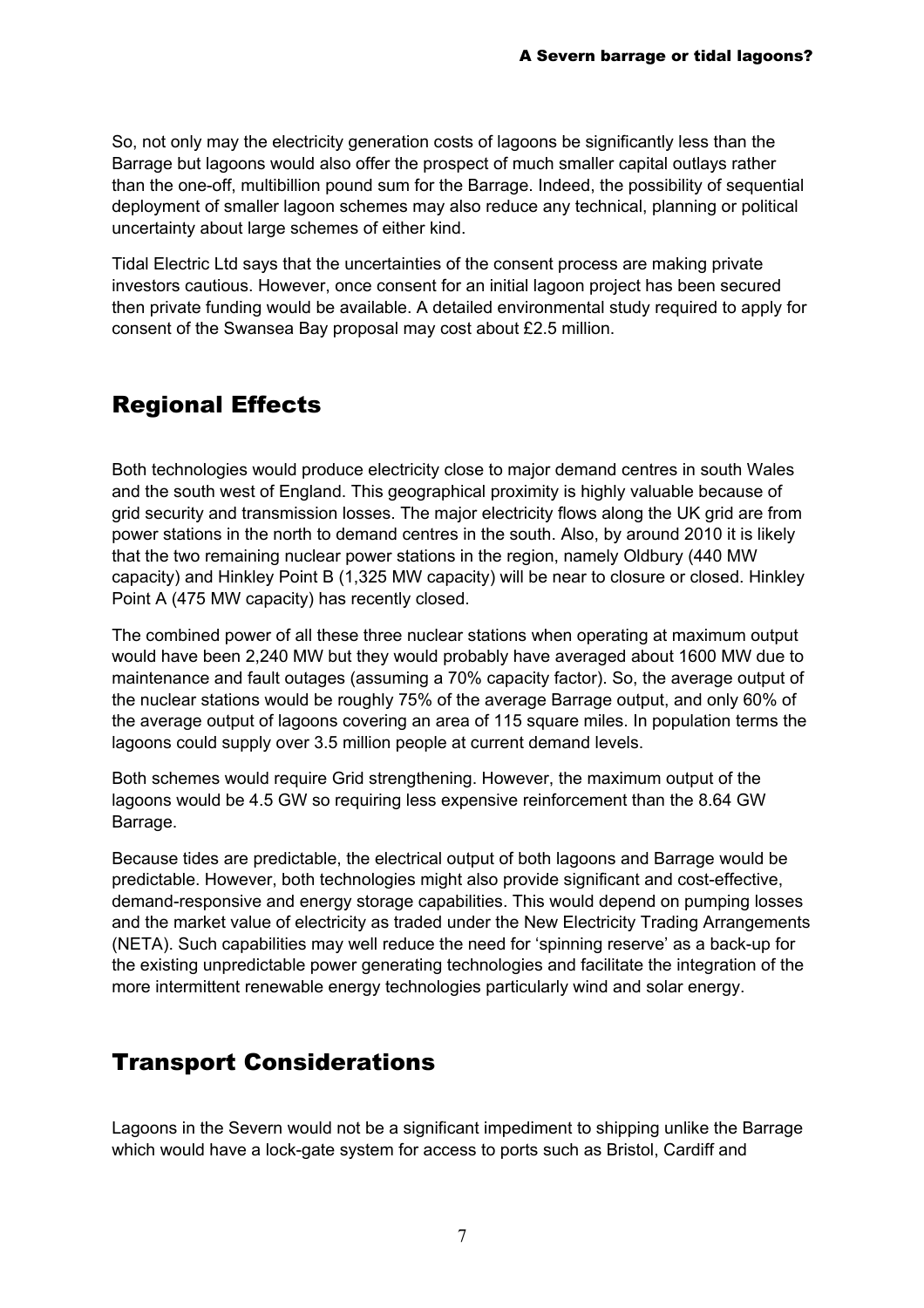So, not only may the electricity generation costs of lagoons be significantly less than the Barrage but lagoons would also offer the prospect of much smaller capital outlays rather than the one-off, multibillion pound sum for the Barrage. Indeed, the possibility of sequential deployment of smaller lagoon schemes may also reduce any technical, planning or political uncertainty about large schemes of either kind.

Tidal Electric Ltd says that the uncertainties of the consent process are making private investors cautious. However, once consent for an initial lagoon project has been secured then private funding would be available. A detailed environmental study required to apply for consent of the Swansea Bay proposal may cost about £2.5 million.

## Regional Effects

Both technologies would produce electricity close to major demand centres in south Wales and the south west of England. This geographical proximity is highly valuable because of grid security and transmission losses. The major electricity flows along the UK grid are from power stations in the north to demand centres in the south. Also, by around 2010 it is likely that the two remaining nuclear power stations in the region, namely Oldbury (440 MW capacity) and Hinkley Point B (1,325 MW capacity) will be near to closure or closed. Hinkley Point A (475 MW capacity) has recently closed.

The combined power of all these three nuclear stations when operating at maximum output would have been 2,240 MW but they would probably have averaged about 1600 MW due to maintenance and fault outages (assuming a 70% capacity factor). So, the average output of the nuclear stations would be roughly 75% of the average Barrage output, and only 60% of the average output of lagoons covering an area of 115 square miles. In population terms the lagoons could supply over 3.5 million people at current demand levels.

Both schemes would require Grid strengthening. However, the maximum output of the lagoons would be 4.5 GW so requiring less expensive reinforcement than the 8.64 GW Barrage.

Because tides are predictable, the electrical output of both lagoons and Barrage would be predictable. However, both technologies might also provide significant and cost-effective, demand-responsive and energy storage capabilities. This would depend on pumping losses and the market value of electricity as traded under the New Electricity Trading Arrangements (NETA). Such capabilities may well reduce the need for 'spinning reserve' as a back-up for the existing unpredictable power generating technologies and facilitate the integration of the more intermittent renewable energy technologies particularly wind and solar energy.

## Transport Considerations

Lagoons in the Severn would not be a significant impediment to shipping unlike the Barrage which would have a lock-gate system for access to ports such as Bristol, Cardiff and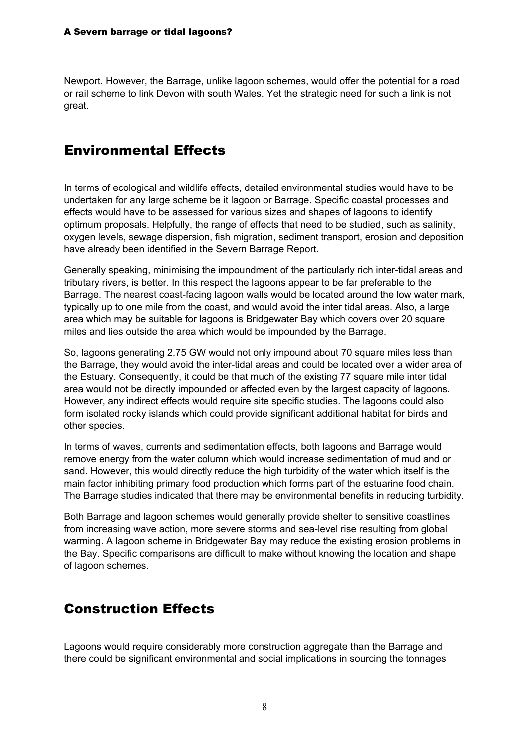Newport. However, the Barrage, unlike lagoon schemes, would offer the potential for a road or rail scheme to link Devon with south Wales. Yet the strategic need for such a link is not great.

## Environmental Effects

In terms of ecological and wildlife effects, detailed environmental studies would have to be undertaken for any large scheme be it lagoon or Barrage. Specific coastal processes and effects would have to be assessed for various sizes and shapes of lagoons to identify optimum proposals. Helpfully, the range of effects that need to be studied, such as salinity, oxygen levels, sewage dispersion, fish migration, sediment transport, erosion and deposition have already been identified in the Severn Barrage Report.

Generally speaking, minimising the impoundment of the particularly rich inter-tidal areas and tributary rivers, is better. In this respect the lagoons appear to be far preferable to the Barrage. The nearest coast-facing lagoon walls would be located around the low water mark, typically up to one mile from the coast, and would avoid the inter tidal areas. Also, a large area which may be suitable for lagoons is Bridgewater Bay which covers over 20 square miles and lies outside the area which would be impounded by the Barrage.

So, lagoons generating 2.75 GW would not only impound about 70 square miles less than the Barrage, they would avoid the inter-tidal areas and could be located over a wider area of the Estuary. Consequently, it could be that much of the existing 77 square mile inter tidal area would not be directly impounded or affected even by the largest capacity of lagoons. However, any indirect effects would require site specific studies. The lagoons could also form isolated rocky islands which could provide significant additional habitat for birds and other species.

In terms of waves, currents and sedimentation effects, both lagoons and Barrage would remove energy from the water column which would increase sedimentation of mud and or sand. However, this would directly reduce the high turbidity of the water which itself is the main factor inhibiting primary food production which forms part of the estuarine food chain. The Barrage studies indicated that there may be environmental benefits in reducing turbidity.

Both Barrage and lagoon schemes would generally provide shelter to sensitive coastlines from increasing wave action, more severe storms and sea-level rise resulting from global warming. A lagoon scheme in Bridgewater Bay may reduce the existing erosion problems in the Bay. Specific comparisons are difficult to make without knowing the location and shape of lagoon schemes.

## Construction Effects

Lagoons would require considerably more construction aggregate than the Barrage and there could be significant environmental and social implications in sourcing the tonnages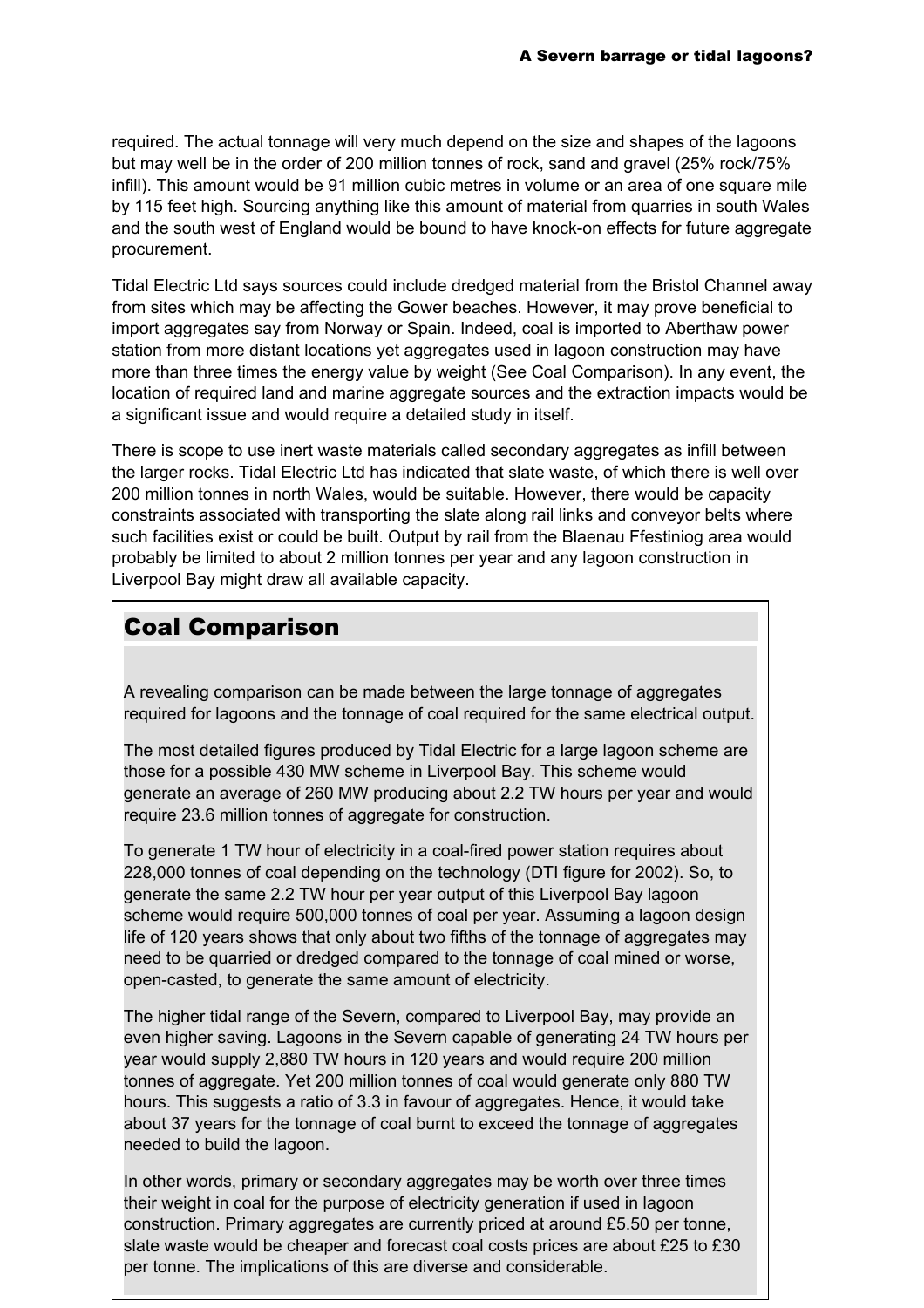required. The actual tonnage will very much depend on the size and shapes of the lagoons but may well be in the order of 200 million tonnes of rock, sand and gravel (25% rock/75% infill). This amount would be 91 million cubic metres in volume or an area of one square mile by 115 feet high. Sourcing anything like this amount of material from quarries in south Wales and the south west of England would be bound to have knock-on effects for future aggregate procurement.

Tidal Electric Ltd says sources could include dredged material from the Bristol Channel away from sites which may be affecting the Gower beaches. However, it may prove beneficial to import aggregates say from Norway or Spain. Indeed, coal is imported to Aberthaw power station from more distant locations yet aggregates used in lagoon construction may have more than three times the energy value by weight (See Coal Comparison). In any event, the location of required land and marine aggregate sources and the extraction impacts would be a significant issue and would require a detailed study in itself.

There is scope to use inert waste materials called secondary aggregates as infill between the larger rocks. Tidal Electric Ltd has indicated that slate waste, of which there is well over 200 million tonnes in north Wales, would be suitable. However, there would be capacity constraints associated with transporting the slate along rail links and conveyor belts where such facilities exist or could be built. Output by rail from the Blaenau Ffestiniog area would probably be limited to about 2 million tonnes per year and any lagoon construction in Liverpool Bay might draw all available capacity.

## Coal Comparison

A revealing comparison can be made between the large tonnage of aggregates required for lagoons and the tonnage of coal required for the same electrical output.

The most detailed figures produced by Tidal Electric for a large lagoon scheme are those for a possible 430 MW scheme in Liverpool Bay. This scheme would generate an average of 260 MW producing about 2.2 TW hours per year and would require 23.6 million tonnes of aggregate for construction.

To generate 1 TW hour of electricity in a coal-fired power station requires about 228,000 tonnes of coal depending on the technology (DTI figure for 2002). So, to generate the same 2.2 TW hour per year output of this Liverpool Bay lagoon scheme would require 500,000 tonnes of coal per year. Assuming a lagoon design life of 120 years shows that only about two fifths of the tonnage of aggregates may need to be quarried or dredged compared to the tonnage of coal mined or worse, open-casted, to generate the same amount of electricity.

The higher tidal range of the Severn, compared to Liverpool Bay, may provide an even higher saving. Lagoons in the Severn capable of generating 24 TW hours per year would supply 2,880 TW hours in 120 years and would require 200 million tonnes of aggregate. Yet 200 million tonnes of coal would generate only 880 TW hours. This suggests a ratio of 3.3 in favour of aggregates. Hence, it would take about 37 years for the tonnage of coal burnt to exceed the tonnage of aggregates needed to build the lagoon.

In other words, primary or secondary aggregates may be worth over three times their weight in coal for the purpose of electricity generation if used in lagoon construction. Primary aggregates are currently priced at around £5.50 per tonne, slate waste would be cheaper and forecast coal costs prices are about £25 to £30 per tonne. The implications of this are diverse and considerable.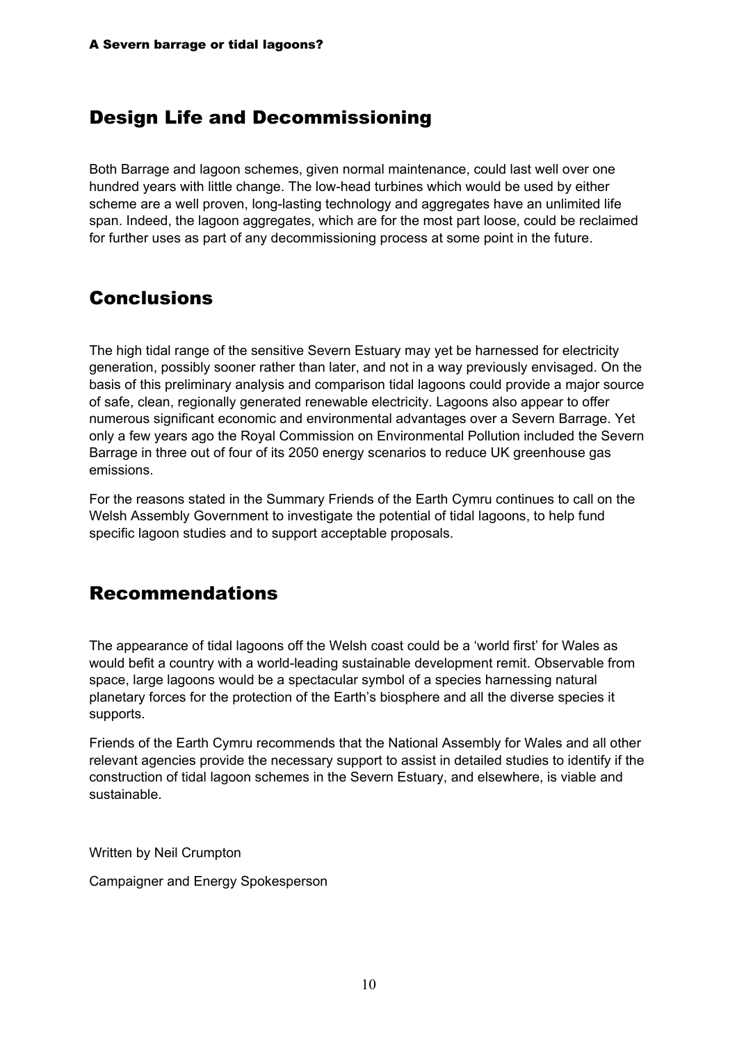## Design Life and Decommissioning

Both Barrage and lagoon schemes, given normal maintenance, could last well over one hundred years with little change. The low-head turbines which would be used by either scheme are a well proven, long-lasting technology and aggregates have an unlimited life span. Indeed, the lagoon aggregates, which are for the most part loose, could be reclaimed for further uses as part of any decommissioning process at some point in the future.

## Conclusions

The high tidal range of the sensitive Severn Estuary may yet be harnessed for electricity generation, possibly sooner rather than later, and not in a way previously envisaged. On the basis of this preliminary analysis and comparison tidal lagoons could provide a major source of safe, clean, regionally generated renewable electricity. Lagoons also appear to offer numerous significant economic and environmental advantages over a Severn Barrage. Yet only a few years ago the Royal Commission on Environmental Pollution included the Severn Barrage in three out of four of its 2050 energy scenarios to reduce UK greenhouse gas emissions.

For the reasons stated in the Summary Friends of the Earth Cymru continues to call on the Welsh Assembly Government to investigate the potential of tidal lagoons, to help fund specific lagoon studies and to support acceptable proposals.

## Recommendations

The appearance of tidal lagoons off the Welsh coast could be a 'world first' for Wales as would befit a country with a world-leading sustainable development remit. Observable from space, large lagoons would be a spectacular symbol of a species harnessing natural planetary forces for the protection of the Earth's biosphere and all the diverse species it supports.

Friends of the Earth Cymru recommends that the National Assembly for Wales and all other relevant agencies provide the necessary support to assist in detailed studies to identify if the construction of tidal lagoon schemes in the Severn Estuary, and elsewhere, is viable and sustainable.

Written by Neil Crumpton

Campaigner and Energy Spokesperson